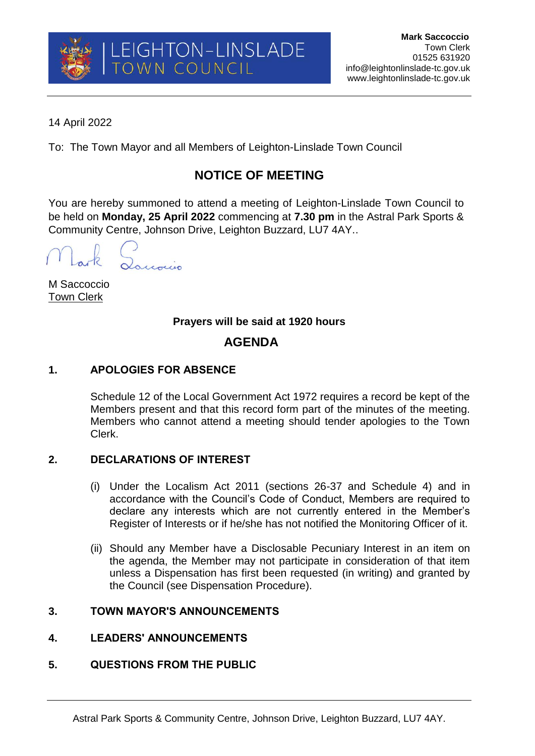LEIGHTON-LINSLADE
TOWN COUNCIL

**Mark Saccoccio**
Town Clerk
01525 631920
info@leightonlinslade-tc.gov.uk
www.leightonlinslade-tc.gov.uk

14 April 2022

To: The Town Mayor and all Members of Leighton-Linslade Town Council

## NOTICE OF MEETING

You are hereby summoned to attend a meeting of Leighton-Linslade Town Council to be held on **Monday, 25 April 2022** commencing at **7.30 pm** in the Astral Park Sports & Community Centre, Johnson Drive, Leighton Buzzard, LU7 4AY..

Mark Saccoccio

M Saccoccio
Town Clerk

**Prayers will be said at 1920 hours**

## AGENDA

### 1. APOLOGIES FOR ABSENCE

Schedule 12 of the Local Government Act 1972 requires a record be kept of the Members present and that this record form part of the minutes of the meeting. Members who cannot attend a meeting should tender apologies to the Town Clerk.

### 2. DECLARATIONS OF INTEREST

(i) Under the Localism Act 2011 (sections 26-37 and Schedule 4) and in accordance with the Council's Code of Conduct, Members are required to declare any interests which are not currently entered in the Member's Register of Interests or if he/she has not notified the Monitoring Officer of it.

(ii) Should any Member have a Disclosable Pecuniary Interest in an item on the agenda, the Member may not participate in consideration of that item unless a Dispensation has first been requested (in writing) and granted by the Council (see Dispensation Procedure).

### 3. TOWN MAYOR'S ANNOUNCEMENTS

### 4. LEADERS' ANNOUNCEMENTS

### 5. QUESTIONS FROM THE PUBLIC

Astral Park Sports & Community Centre, Johnson Drive, Leighton Buzzard, LU7 4AY.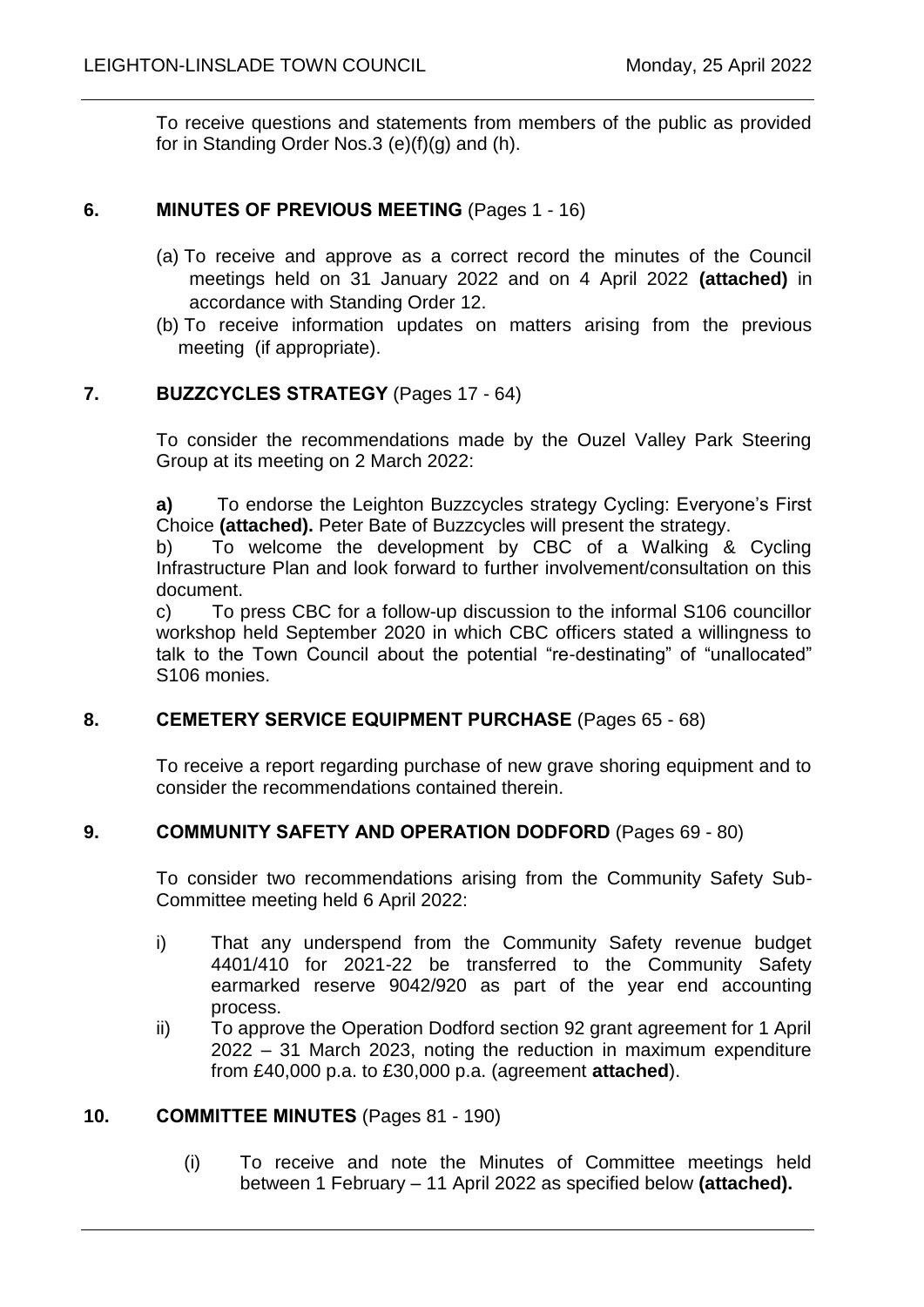To receive questions and statements from members of the public as provided for in Standing Order Nos.3 (e)(f)(g) and (h).

## 6. MINUTES OF PREVIOUS MEETING (Pages 1 - 16)

(a) To receive and approve as a correct record the minutes of the Council meetings held on 31 January 2022 and on 4 April 2022 **(attached)** in accordance with Standing Order 12.

(b) To receive information updates on matters arising from the previous meeting (if appropriate).

## 7. BUZZCYCLES STRATEGY (Pages 17 - 64)

To consider the recommendations made by the Ouzel Valley Park Steering Group at its meeting on 2 March 2022:

**a)** To endorse the Leighton Buzzcycles strategy Cycling: Everyone's First Choice **(attached).** Peter Bate of Buzzcycles will present the strategy.

b) To welcome the development by CBC of a Walking & Cycling Infrastructure Plan and look forward to further involvement/consultation on this document.

c) To press CBC for a follow-up discussion to the informal S106 councillor workshop held September 2020 in which CBC officers stated a willingness to talk to the Town Council about the potential "re-destinating" of "unallocated" S106 monies.

## 8. CEMETERY SERVICE EQUIPMENT PURCHASE (Pages 65 - 68)

To receive a report regarding purchase of new grave shoring equipment and to consider the recommendations contained therein.

## 9. COMMUNITY SAFETY AND OPERATION DODFORD (Pages 69 - 80)

To consider two recommendations arising from the Community Safety Sub-Committee meeting held 6 April 2022:

i) That any underspend from the Community Safety revenue budget 4401/410 for 2021-22 be transferred to the Community Safety earmarked reserve 9042/920 as part of the year end accounting process.

ii) To approve the Operation Dodford section 92 grant agreement for 1 April 2022 – 31 March 2023, noting the reduction in maximum expenditure from £40,000 p.a. to £30,000 p.a. (agreement **attached**).

## 10. COMMITTEE MINUTES (Pages 81 - 190)

(i) To receive and note the Minutes of Committee meetings held between 1 February – 11 April 2022 as specified below **(attached).**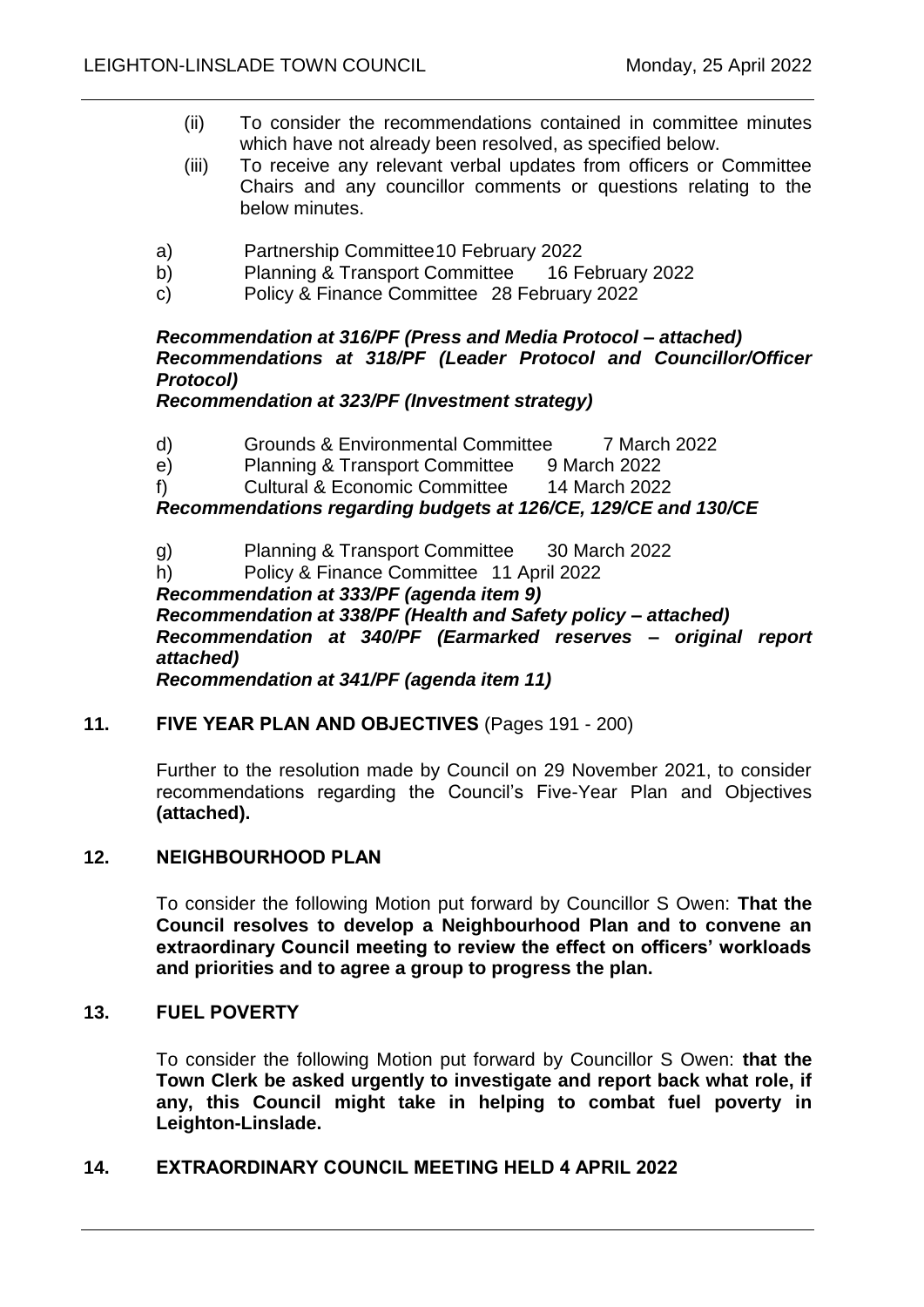(ii) To consider the recommendations contained in committee minutes which have not already been resolved, as specified below.

(iii) To receive any relevant verbal updates from officers or Committee Chairs and any councillor comments or questions relating to the below minutes.

a) Partnership Committee 10 February 2022

b) Planning & Transport Committee 16 February 2022

c) Policy & Finance Committee 28 February 2022

***Recommendation at 316/PF (Press and Media Protocol – attached)***
***Recommendations at 318/PF (Leader Protocol and Councillor/Officer Protocol)***
***Recommendation at 323/PF (Investment strategy)***

d) Grounds & Environmental Committee 7 March 2022

e) Planning & Transport Committee 9 March 2022

f) Cultural & Economic Committee 14 March 2022

***Recommendations regarding budgets at 126/CE, 129/CE and 130/CE***

g) Planning & Transport Committee 30 March 2022

h) Policy & Finance Committee 11 April 2022

***Recommendation at 333/PF (agenda item 9)***
***Recommendation at 338/PF (Health and Safety policy – attached)***
***Recommendation at 340/PF (Earmarked reserves – original report attached)***
***Recommendation at 341/PF (agenda item 11)***

## 11. FIVE YEAR PLAN AND OBJECTIVES (Pages 191 - 200)

Further to the resolution made by Council on 29 November 2021, to consider recommendations regarding the Council's Five-Year Plan and Objectives **(attached).**

## 12. NEIGHBOURHOOD PLAN

To consider the following Motion put forward by Councillor S Owen: **That the Council resolves to develop a Neighbourhood Plan and to convene an extraordinary Council meeting to review the effect on officers' workloads and priorities and to agree a group to progress the plan.**

## 13. FUEL POVERTY

To consider the following Motion put forward by Councillor S Owen: **that the Town Clerk be asked urgently to investigate and report back what role, if any, this Council might take in helping to combat fuel poverty in Leighton-Linslade.**

## 14. EXTRAORDINARY COUNCIL MEETING HELD 4 APRIL 2022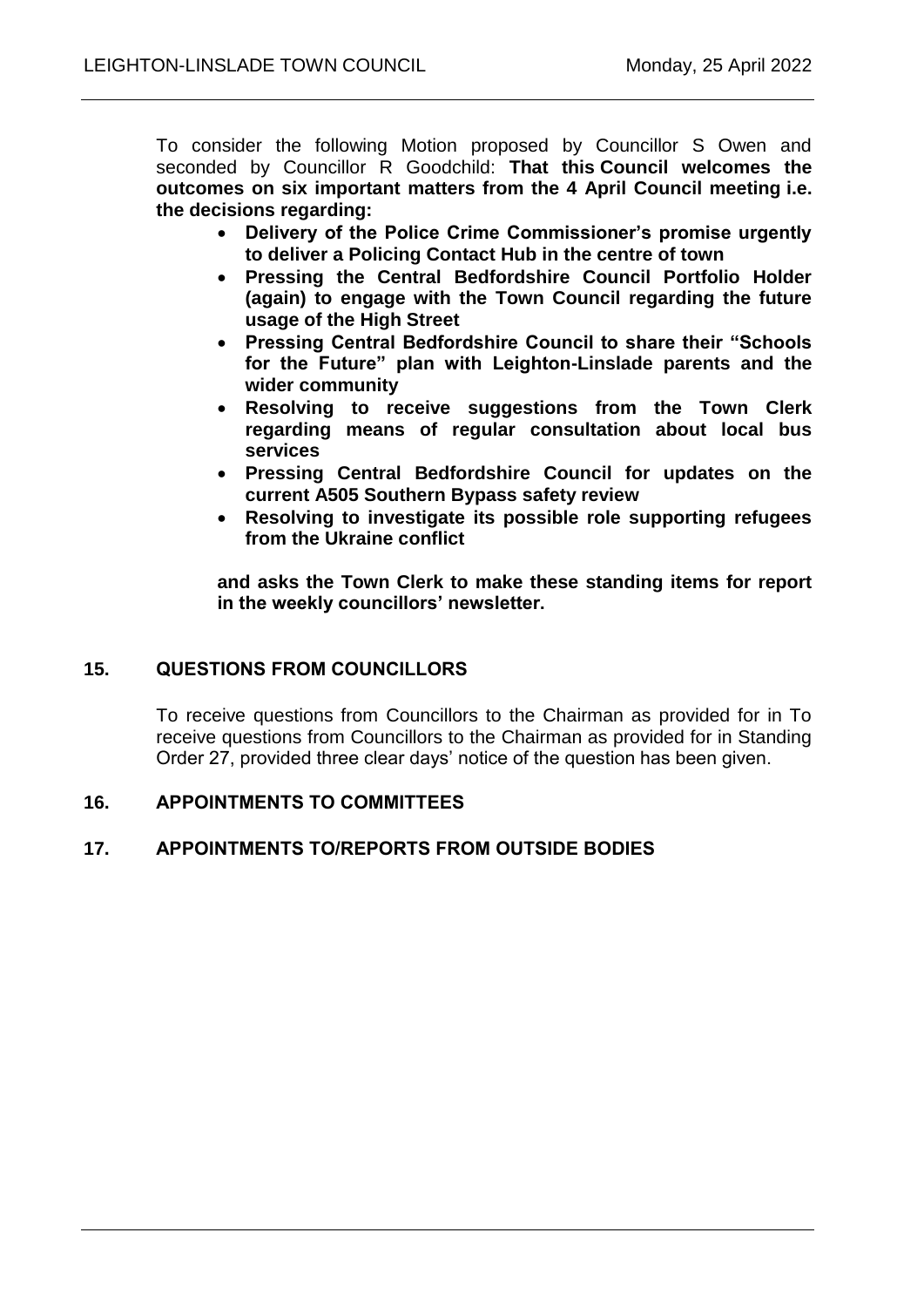To consider the following Motion proposed by Councillor S Owen and seconded by Councillor R Goodchild: **That this Council welcomes the outcomes on six important matters from the 4 April Council meeting i.e. the decisions regarding:**

- **Delivery of the Police Crime Commissioner's promise urgently to deliver a Policing Contact Hub in the centre of town**
- **Pressing the Central Bedfordshire Council Portfolio Holder (again) to engage with the Town Council regarding the future usage of the High Street**
- **Pressing Central Bedfordshire Council to share their "Schools for the Future" plan with Leighton-Linslade parents and the wider community**
- **Resolving to receive suggestions from the Town Clerk regarding means of regular consultation about local bus services**
- **Pressing Central Bedfordshire Council for updates on the current A505 Southern Bypass safety review**
- **Resolving to investigate its possible role supporting refugees from the Ukraine conflict**

**and asks the Town Clerk to make these standing items for report in the weekly councillors' newsletter.**

## 15. QUESTIONS FROM COUNCILLORS

To receive questions from Councillors to the Chairman as provided for in To receive questions from Councillors to the Chairman as provided for in Standing Order 27, provided three clear days' notice of the question has been given.

## 16. APPOINTMENTS TO COMMITTEES

## 17. APPOINTMENTS TO/REPORTS FROM OUTSIDE BODIES